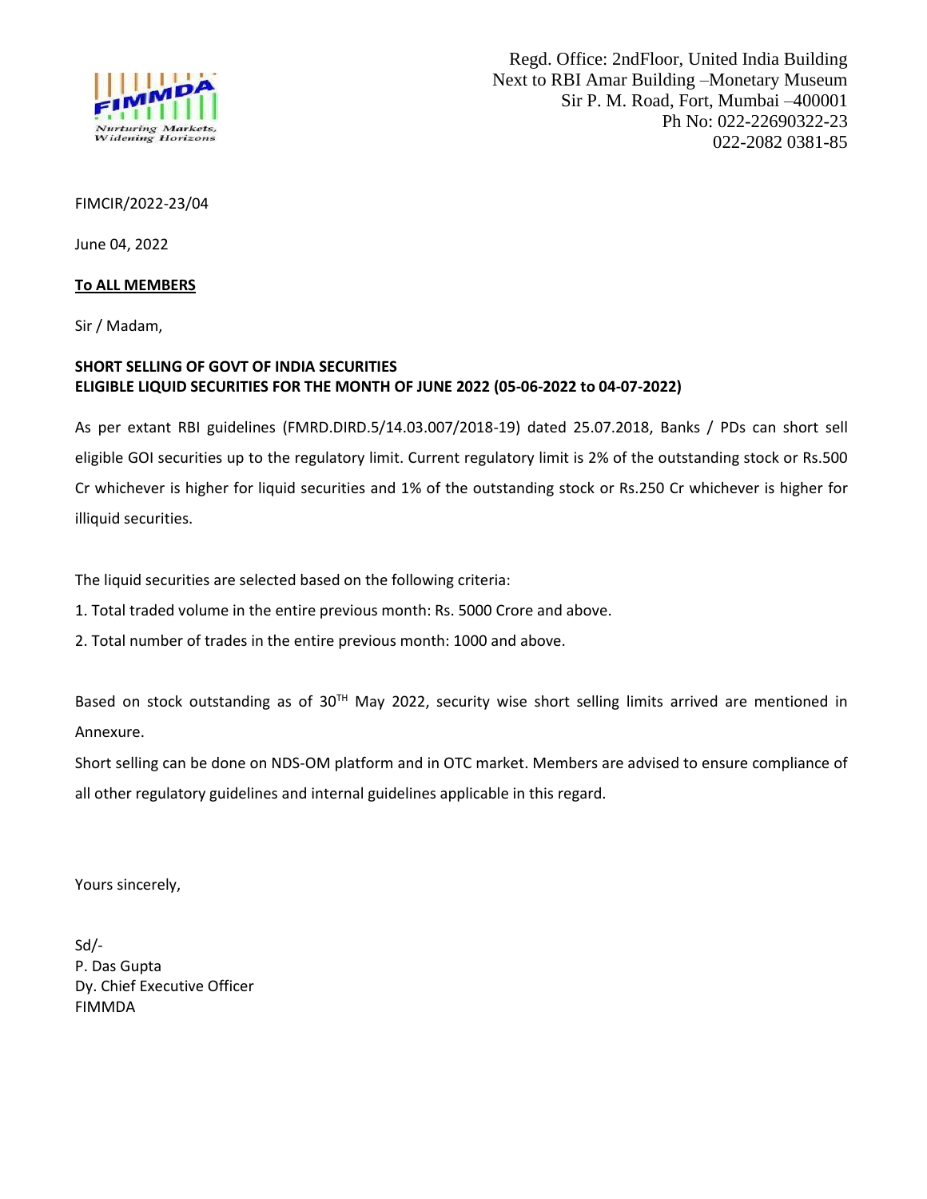Regd. Office: 2ndFloor, United India Building
Next to RBI Amar Building –Monetary Museum
Sir P. M. Road, Fort, Mumbai –400001
Ph No: 022-22690322-23
022-2082 0381-85

FIMCIR/2022-23/04

June 04, 2022

**To ALL MEMBERS**

Sir / Madam,

**SHORT SELLING OF GOVT OF INDIA SECURITIES**
**ELIGIBLE LIQUID SECURITIES FOR THE MONTH OF JUNE 2022 (05-06-2022 to 04-07-2022)**

As per extant RBI guidelines (FMRD.DIRD.5/14.03.007/2018-19) dated 25.07.2018, Banks / PDs can short sell eligible GOI securities up to the regulatory limit. Current regulatory limit is 2% of the outstanding stock or Rs.500 Cr whichever is higher for liquid securities and 1% of the outstanding stock or Rs.250 Cr whichever is higher for illiquid securities.

The liquid securities are selected based on the following criteria:

1. Total traded volume in the entire previous month: Rs. 5000 Crore and above.
2. Total number of trades in the entire previous month: 1000 and above.

Based on stock outstanding as of 30TH May 2022, security wise short selling limits arrived are mentioned in Annexure.

Short selling can be done on NDS-OM platform and in OTC market. Members are advised to ensure compliance of all other regulatory guidelines and internal guidelines applicable in this regard.

Yours sincerely,

Sd/-
P. Das Gupta
Dy. Chief Executive Officer
FIMMDA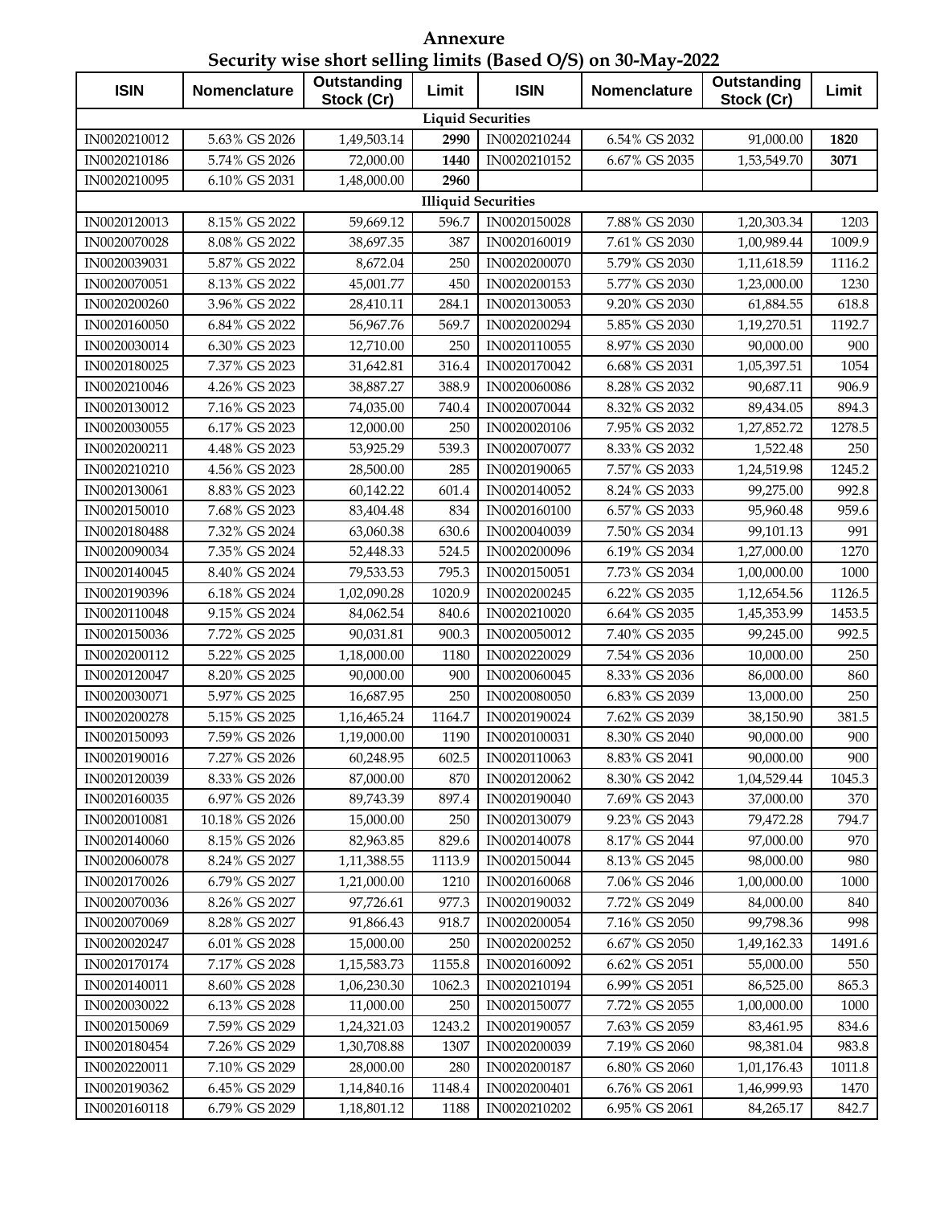# Annexure

## Security wise short selling limits (Based O/S) on 30-May-2022

| ISIN | Nomenclature | Outstanding Stock (Cr) | Limit | ISIN | Nomenclature | Outstanding Stock (Cr) | Limit |
|---|---|---|---|---|---|---|---|
| **Liquid Securities** | | | | | | | |
| IN0020210012 | 5.63% GS 2026 | 1,49,503.14 | **2990** | IN0020210244 | 6.54% GS 2032 | 91,000.00 | **1820** |
| IN0020210186 | 5.74% GS 2026 | 72,000.00 | **1440** | IN0020210152 | 6.67% GS 2035 | 1,53,549.70 | **3071** |
| IN0020210095 | 6.10% GS 2031 | 1,48,000.00 | **2960** | | | | |
| **Illiquid Securities** | | | | | | | |
| IN0020120013 | 8.15% GS 2022 | 59,669.12 | 596.7 | IN0020150028 | 7.88% GS 2030 | 1,20,303.34 | 1203 |
| IN0020070028 | 8.08% GS 2022 | 38,697.35 | 387 | IN0020160019 | 7.61% GS 2030 | 1,00,989.44 | 1009.9 |
| IN0020039031 | 5.87% GS 2022 | 8,672.04 | 250 | IN0020200070 | 5.79% GS 2030 | 1,11,618.59 | 1116.2 |
| IN0020070051 | 8.13% GS 2022 | 45,001.77 | 450 | IN0020200153 | 5.77% GS 2030 | 1,23,000.00 | 1230 |
| IN0020200260 | 3.96% GS 2022 | 28,410.11 | 284.1 | IN0020130053 | 9.20% GS 2030 | 61,884.55 | 618.8 |
| IN0020160050 | 6.84% GS 2022 | 56,967.76 | 569.7 | IN0020200294 | 5.85% GS 2030 | 1,19,270.51 | 1192.7 |
| IN0020030014 | 6.30% GS 2023 | 12,710.00 | 250 | IN0020110055 | 8.97% GS 2030 | 90,000.00 | 900 |
| IN0020180025 | 7.37% GS 2023 | 31,642.81 | 316.4 | IN0020170042 | 6.68% GS 2031 | 1,05,397.51 | 1054 |
| IN0020210046 | 4.26% GS 2023 | 38,887.27 | 388.9 | IN0020060086 | 8.28% GS 2032 | 90,687.11 | 906.9 |
| IN0020130012 | 7.16% GS 2023 | 74,035.00 | 740.4 | IN0020070044 | 8.32% GS 2032 | 89,434.05 | 894.3 |
| IN0020030055 | 6.17% GS 2023 | 12,000.00 | 250 | IN0020020106 | 7.95% GS 2032 | 1,27,852.72 | 1278.5 |
| IN0020200211 | 4.48% GS 2023 | 53,925.29 | 539.3 | IN0020070077 | 8.33% GS 2032 | 1,522.48 | 250 |
| IN0020210210 | 4.56% GS 2023 | 28,500.00 | 285 | IN0020190065 | 7.57% GS 2033 | 1,24,519.98 | 1245.2 |
| IN0020130061 | 8.83% GS 2023 | 60,142.22 | 601.4 | IN0020140052 | 8.24% GS 2033 | 99,275.00 | 992.8 |
| IN0020150010 | 7.68% GS 2023 | 83,404.48 | 834 | IN0020160100 | 6.57% GS 2033 | 95,960.48 | 959.6 |
| IN0020180488 | 7.32% GS 2024 | 63,060.38 | 630.6 | IN0020040039 | 7.50% GS 2034 | 99,101.13 | 991 |
| IN0020090034 | 7.35% GS 2024 | 52,448.33 | 524.5 | IN0020200096 | 6.19% GS 2034 | 1,27,000.00 | 1270 |
| IN0020140045 | 8.40% GS 2024 | 79,533.53 | 795.3 | IN0020150051 | 7.73% GS 2034 | 1,00,000.00 | 1000 |
| IN0020190396 | 6.18% GS 2024 | 1,02,090.28 | 1020.9 | IN0020200245 | 6.22% GS 2035 | 1,12,654.56 | 1126.5 |
| IN0020110048 | 9.15% GS 2024 | 84,062.54 | 840.6 | IN0020210020 | 6.64% GS 2035 | 1,45,353.99 | 1453.5 |
| IN0020150036 | 7.72% GS 2025 | 90,031.81 | 900.3 | IN0020050012 | 7.40% GS 2035 | 99,245.00 | 992.5 |
| IN0020200112 | 5.22% GS 2025 | 1,18,000.00 | 1180 | IN0020220029 | 7.54% GS 2036 | 10,000.00 | 250 |
| IN0020120047 | 8.20% GS 2025 | 90,000.00 | 900 | IN0020060045 | 8.33% GS 2036 | 86,000.00 | 860 |
| IN0020030071 | 5.97% GS 2025 | 16,687.95 | 250 | IN0020080050 | 6.83% GS 2039 | 13,000.00 | 250 |
| IN0020200278 | 5.15% GS 2025 | 1,16,465.24 | 1164.7 | IN0020190024 | 7.62% GS 2039 | 38,150.90 | 381.5 |
| IN0020150093 | 7.59% GS 2026 | 1,19,000.00 | 1190 | IN0020100031 | 8.30% GS 2040 | 90,000.00 | 900 |
| IN0020190016 | 7.27% GS 2026 | 60,248.95 | 602.5 | IN0020110063 | 8.83% GS 2041 | 90,000.00 | 900 |
| IN0020120039 | 8.33% GS 2026 | 87,000.00 | 870 | IN0020120062 | 8.30% GS 2042 | 1,04,529.44 | 1045.3 |
| IN0020160035 | 6.97% GS 2026 | 89,743.39 | 897.4 | IN0020190040 | 7.69% GS 2043 | 37,000.00 | 370 |
| IN0020010081 | 10.18% GS 2026 | 15,000.00 | 250 | IN0020130079 | 9.23% GS 2043 | 79,472.28 | 794.7 |
| IN0020140060 | 8.15% GS 2026 | 82,963.85 | 829.6 | IN0020140078 | 8.17% GS 2044 | 97,000.00 | 970 |
| IN0020060078 | 8.24% GS 2027 | 1,11,388.55 | 1113.9 | IN0020150044 | 8.13% GS 2045 | 98,000.00 | 980 |
| IN0020170026 | 6.79% GS 2027 | 1,21,000.00 | 1210 | IN0020160068 | 7.06% GS 2046 | 1,00,000.00 | 1000 |
| IN0020070036 | 8.26% GS 2027 | 97,726.61 | 977.3 | IN0020190032 | 7.72% GS 2049 | 84,000.00 | 840 |
| IN0020070069 | 8.28% GS 2027 | 91,866.43 | 918.7 | IN0020200054 | 7.16% GS 2050 | 99,798.36 | 998 |
| IN0020020247 | 6.01% GS 2028 | 15,000.00 | 250 | IN0020200252 | 6.67% GS 2050 | 1,49,162.33 | 1491.6 |
| IN0020170174 | 7.17% GS 2028 | 1,15,583.73 | 1155.8 | IN0020160092 | 6.62% GS 2051 | 55,000.00 | 550 |
| IN0020140011 | 8.60% GS 2028 | 1,06,230.30 | 1062.3 | IN0020210194 | 6.99% GS 2051 | 86,525.00 | 865.3 |
| IN0020030022 | 6.13% GS 2028 | 11,000.00 | 250 | IN0020150077 | 7.72% GS 2055 | 1,00,000.00 | 1000 |
| IN0020150069 | 7.59% GS 2029 | 1,24,321.03 | 1243.2 | IN0020190057 | 7.63% GS 2059 | 83,461.95 | 834.6 |
| IN0020180454 | 7.26% GS 2029 | 1,30,708.88 | 1307 | IN0020200039 | 7.19% GS 2060 | 98,381.04 | 983.8 |
| IN0020220011 | 7.10% GS 2029 | 28,000.00 | 280 | IN0020200187 | 6.80% GS 2060 | 1,01,176.43 | 1011.8 |
| IN0020190362 | 6.45% GS 2029 | 1,14,840.16 | 1148.4 | IN0020200401 | 6.76% GS 2061 | 1,46,999.93 | 1470 |
| IN0020160118 | 6.79% GS 2029 | 1,18,801.12 | 1188 | IN0020210202 | 6.95% GS 2061 | 84,265.17 | 842.7 |